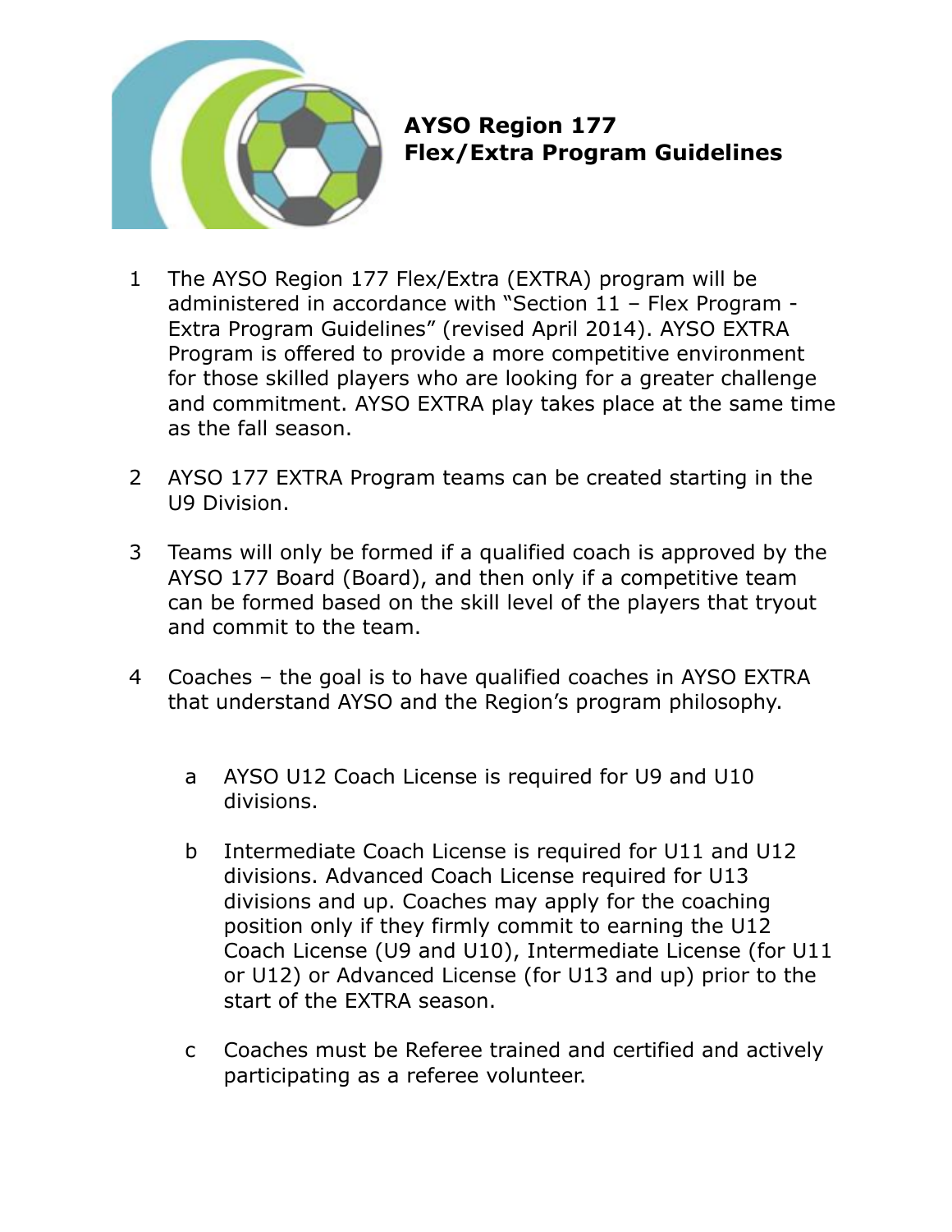# AYSO Region 177
# Flex/Extra Program Guidelines

1. The AYSO Region 177 Flex/Extra (EXTRA) program will be administered in accordance with "Section 11 – Flex Program - Extra Program Guidelines" (revised April 2014). AYSO EXTRA Program is offered to provide a more competitive environment for those skilled players who are looking for a greater challenge and commitment. AYSO EXTRA play takes place at the same time as the fall season.

2. AYSO 177 EXTRA Program teams can be created starting in the U9 Division.

3. Teams will only be formed if a qualified coach is approved by the AYSO 177 Board (Board), and then only if a competitive team can be formed based on the skill level of the players that tryout and commit to the team.

4. Coaches – the goal is to have qualified coaches in AYSO EXTRA that understand AYSO and the Region's program philosophy.

   a. AYSO U12 Coach License is required for U9 and U10 divisions.

   b. Intermediate Coach License is required for U11 and U12 divisions. Advanced Coach License required for U13 divisions and up. Coaches may apply for the coaching position only if they firmly commit to earning the U12 Coach License (U9 and U10), Intermediate License (for U11 or U12) or Advanced License (for U13 and up) prior to the start of the EXTRA season.

   c. Coaches must be Referee trained and certified and actively participating as a referee volunteer.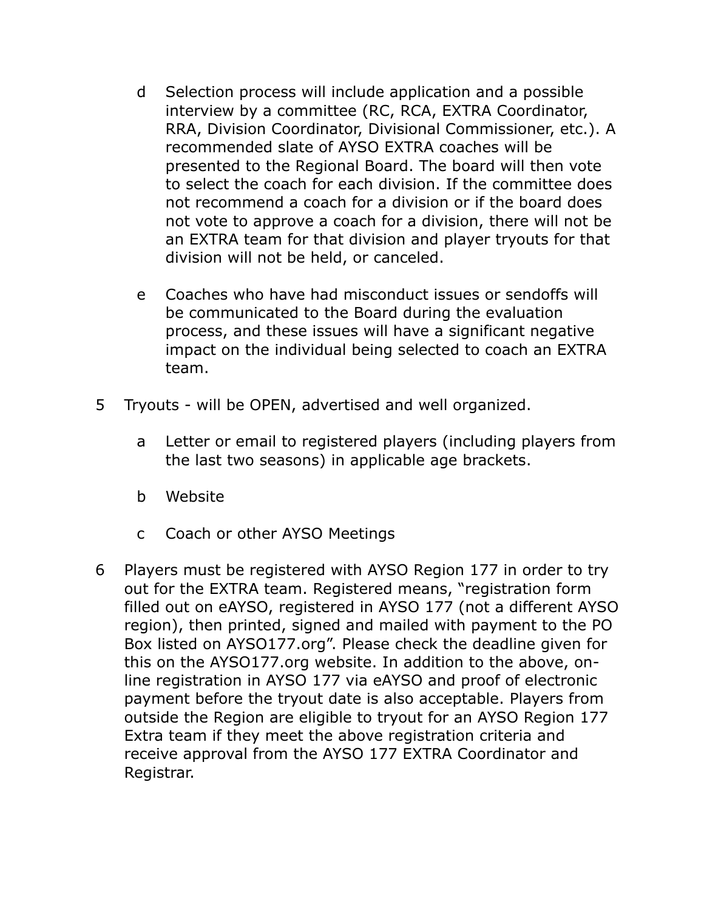d  Selection process will include application and a possible interview by a committee (RC, RCA, EXTRA Coordinator, RRA, Division Coordinator, Divisional Commissioner, etc.). A recommended slate of AYSO EXTRA coaches will be presented to the Regional Board. The board will then vote to select the coach for each division. If the committee does not recommend a coach for a division or if the board does not vote to approve a coach for a division, there will not be an EXTRA team for that division and player tryouts for that division will not be held, or canceled.

e  Coaches who have had misconduct issues or sendoffs will be communicated to the Board during the evaluation process, and these issues will have a significant negative impact on the individual being selected to coach an EXTRA team.

5  Tryouts - will be OPEN, advertised and well organized.

a  Letter or email to registered players (including players from the last two seasons) in applicable age brackets.

b  Website

c  Coach or other AYSO Meetings

6  Players must be registered with AYSO Region 177 in order to try out for the EXTRA team. Registered means, "registration form filled out on eAYSO, registered in AYSO 177 (not a different AYSO region), then printed, signed and mailed with payment to the PO Box listed on AYSO177.org". Please check the deadline given for this on the AYSO177.org website. In addition to the above, on-line registration in AYSO 177 via eAYSO and proof of electronic payment before the tryout date is also acceptable. Players from outside the Region are eligible to tryout for an AYSO Region 177 Extra team if they meet the above registration criteria and receive approval from the AYSO 177 EXTRA Coordinator and Registrar.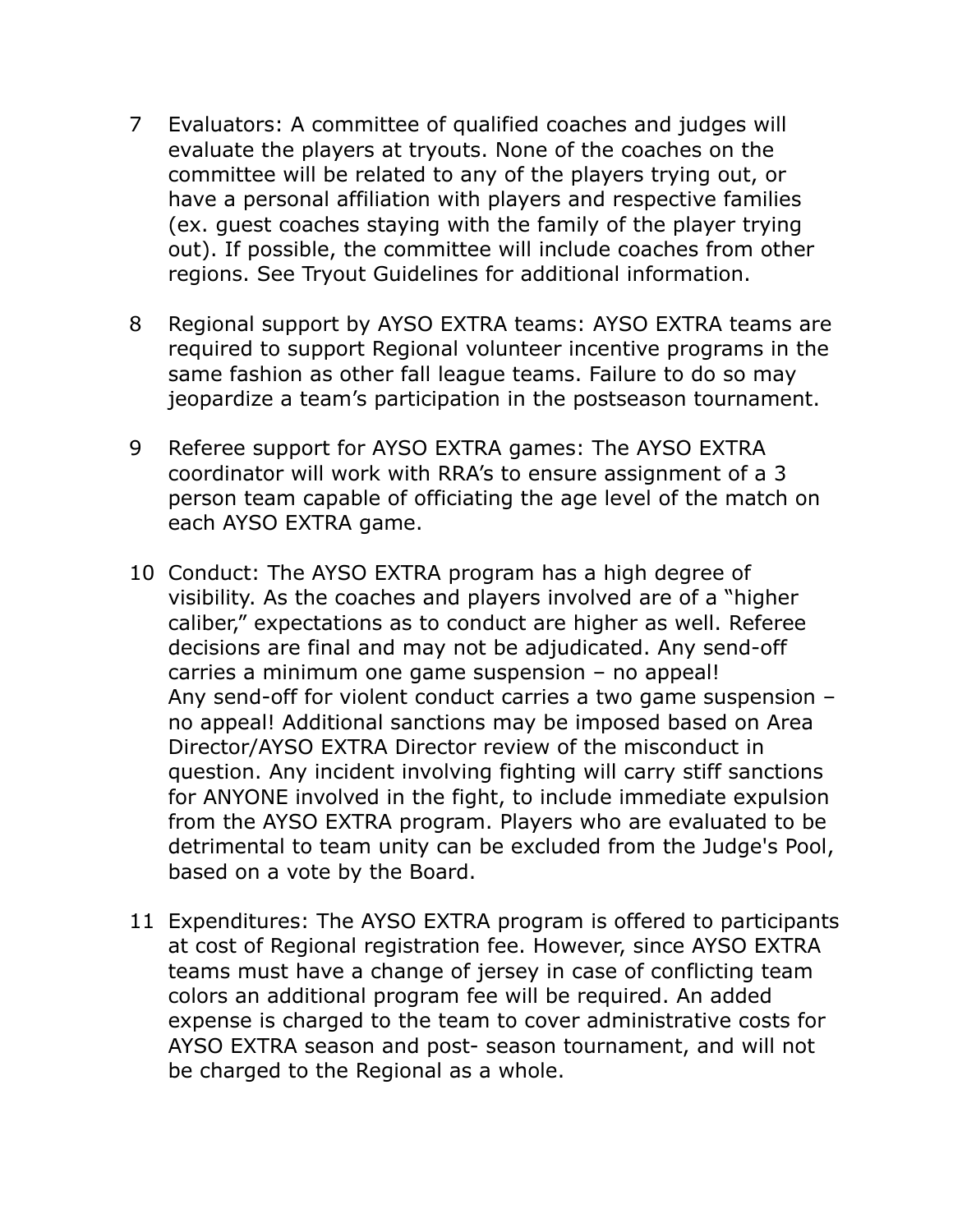7. Evaluators: A committee of qualified coaches and judges will evaluate the players at tryouts. None of the coaches on the committee will be related to any of the players trying out, or have a personal affiliation with players and respective families (ex. guest coaches staying with the family of the player trying out). If possible, the committee will include coaches from other regions. See Tryout Guidelines for additional information.

8. Regional support by AYSO EXTRA teams: AYSO EXTRA teams are required to support Regional volunteer incentive programs in the same fashion as other fall league teams. Failure to do so may jeopardize a team's participation in the postseason tournament.

9. Referee support for AYSO EXTRA games: The AYSO EXTRA coordinator will work with RRA's to ensure assignment of a 3 person team capable of officiating the age level of the match on each AYSO EXTRA game.

10. Conduct: The AYSO EXTRA program has a high degree of visibility. As the coaches and players involved are of a "higher caliber," expectations as to conduct are higher as well. Referee decisions are final and may not be adjudicated. Any send-off carries a minimum one game suspension – no appeal! Any send-off for violent conduct carries a two game suspension – no appeal! Additional sanctions may be imposed based on Area Director/AYSO EXTRA Director review of the misconduct in question. Any incident involving fighting will carry stiff sanctions for ANYONE involved in the fight, to include immediate expulsion from the AYSO EXTRA program. Players who are evaluated to be detrimental to team unity can be excluded from the Judge's Pool, based on a vote by the Board.

11. Expenditures: The AYSO EXTRA program is offered to participants at cost of Regional registration fee. However, since AYSO EXTRA teams must have a change of jersey in case of conflicting team colors an additional program fee will be required. An added expense is charged to the team to cover administrative costs for AYSO EXTRA season and post- season tournament, and will not be charged to the Regional as a whole.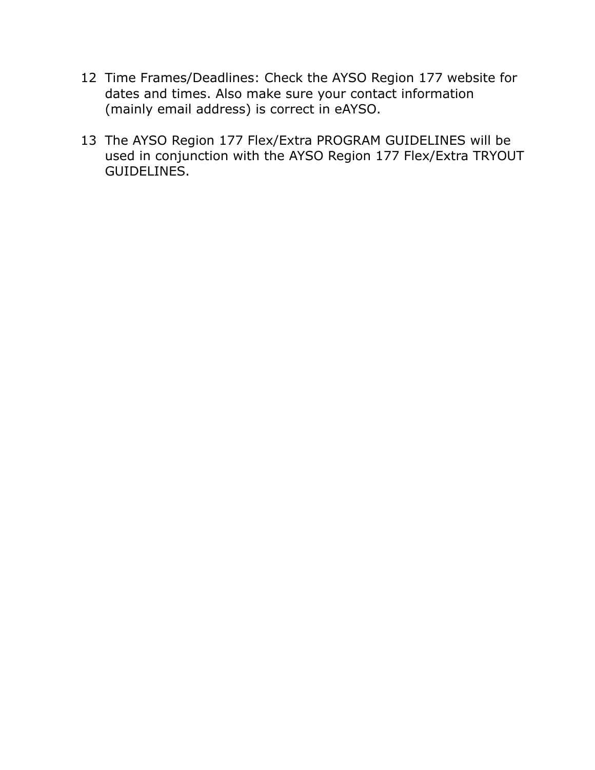12. Time Frames/Deadlines: Check the AYSO Region 177 website for dates and times. Also make sure your contact information (mainly email address) is correct in eAYSO.

13. The AYSO Region 177 Flex/Extra PROGRAM GUIDELINES will be used in conjunction with the AYSO Region 177 Flex/Extra TRYOUT GUIDELINES.